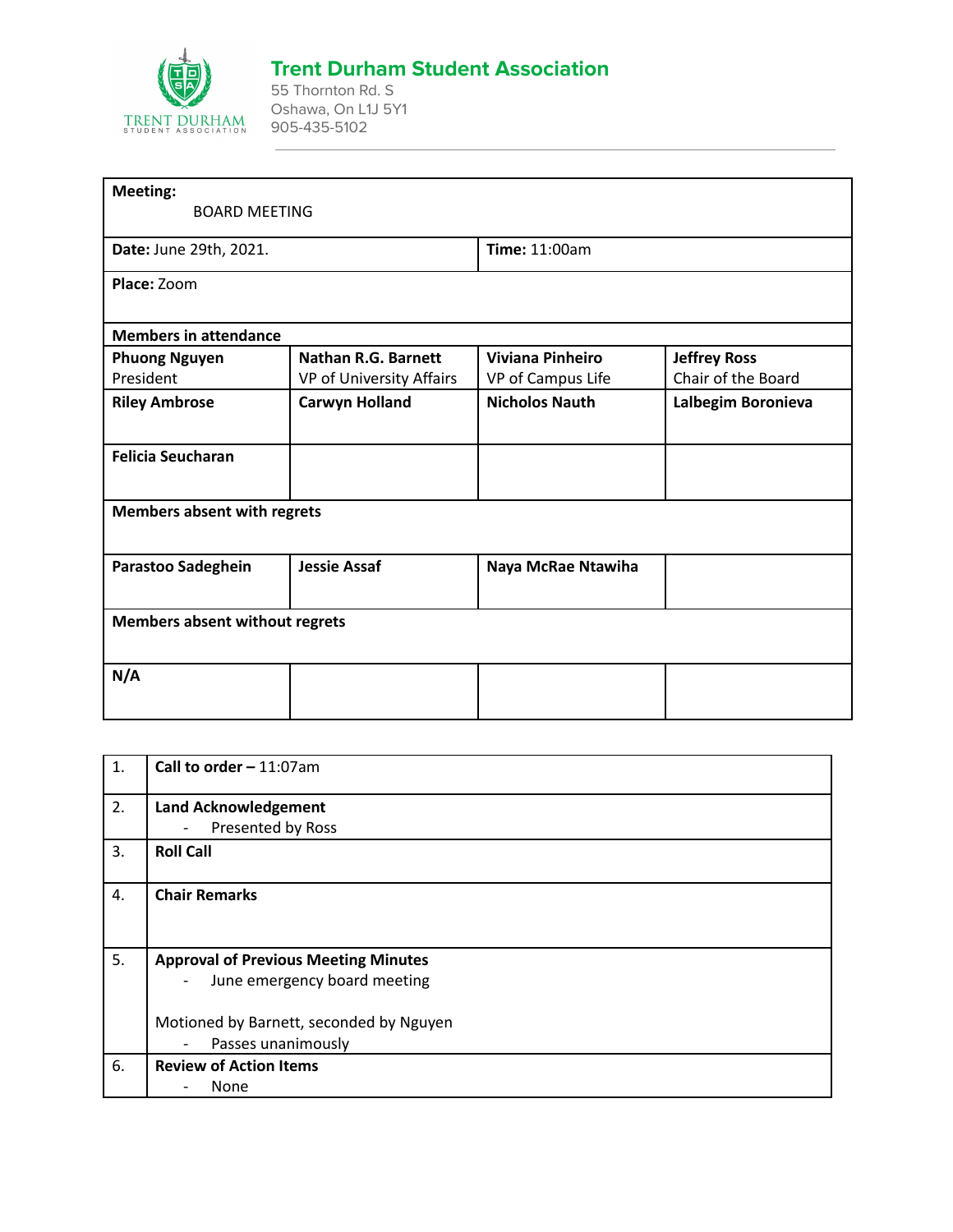# Trent Durham Student Association

55 Thornton Rd. S
Oshawa, On L1J 5Y1
905-435-5102

| **Meeting:** BOARD MEETING | | | |
|---|---|---|---|
| **Date:** June 29th, 2021. | | **Time:** 11:00am | |
| **Place:** Zoom | | | |
| **Members in attendance** | | | |
| **Phuong Nguyen** President | **Nathan R.G. Barnett** VP of University Affairs | **Viviana Pinheiro** VP of Campus Life | **Jeffrey Ross** Chair of the Board |
| **Riley Ambrose** | **Carwyn Holland** | **Nicholos Nauth** | **Lalbegim Boronieva** |
| **Felicia Seucharan** | | | |
| **Members absent with regrets** | | | |
| **Parastoo Sadeghein** | **Jessie Assaf** | **Naya McRae Ntawiha** | |
| **Members absent without regrets** | | | |
| **N/A** | | | |

| | |
|---|---|
| 1. | **Call to order –** 11:07am |
| 2. | **Land Acknowledgement**<br>- Presented by Ross |
| 3. | **Roll Call** |
| 4. | **Chair Remarks** |
| 5. | **Approval of Previous Meeting Minutes**<br>- June emergency board meeting<br><br>Motioned by Barnett, seconded by Nguyen<br>- Passes unanimously |
| 6. | **Review of Action Items**<br>- None |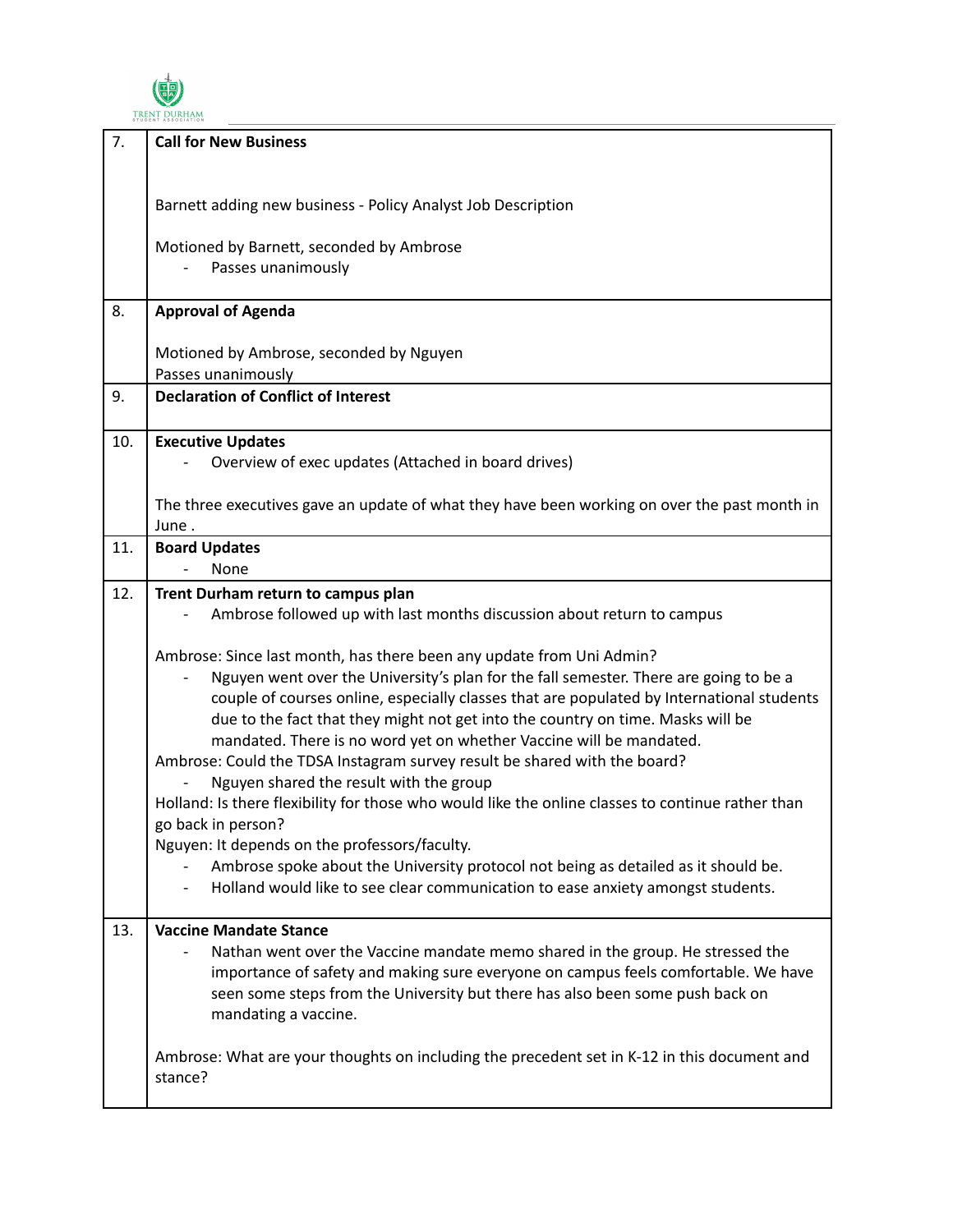| | |
|---|---|
| 7. | **Call for New Business**<br><br>Barnett adding new business - Policy Analyst Job Description<br><br>Motioned by Barnett, seconded by Ambrose<br>- Passes unanimously |
| 8. | **Approval of Agenda**<br><br>Motioned by Ambrose, seconded by Nguyen<br>Passes unanimously |
| 9. | **Declaration of Conflict of Interest** |
| 10. | **Executive Updates**<br>- Overview of exec updates (Attached in board drives)<br><br>The three executives gave an update of what they have been working on over the past month in June . |
| 11. | **Board Updates**<br>- None |
| 12. | **Trent Durham return to campus plan**<br>- Ambrose followed up with last months discussion about return to campus<br><br>Ambrose: Since last month, has there been any update from Uni Admin?<br>- Nguyen went over the University's plan for the fall semester. There are going to be a couple of courses online, especially classes that are populated by International students due to the fact that they might not get into the country on time. Masks will be mandated. There is no word yet on whether Vaccine will be mandated.<br><br>Ambrose: Could the TDSA Instagram survey result be shared with the board?<br>- Nguyen shared the result with the group<br><br>Holland: Is there flexibility for those who would like the online classes to continue rather than go back in person?<br>Nguyen: It depends on the professors/faculty.<br>- Ambrose spoke about the University protocol not being as detailed as it should be.<br>- Holland would like to see clear communication to ease anxiety amongst students. |
| 13. | **Vaccine Mandate Stance**<br>- Nathan went over the Vaccine mandate memo shared in the group. He stressed the importance of safety and making sure everyone on campus feels comfortable. We have seen some steps from the University but there has also been some push back on mandating a vaccine.<br><br>Ambrose: What are your thoughts on including the precedent set in K-12 in this document and stance? |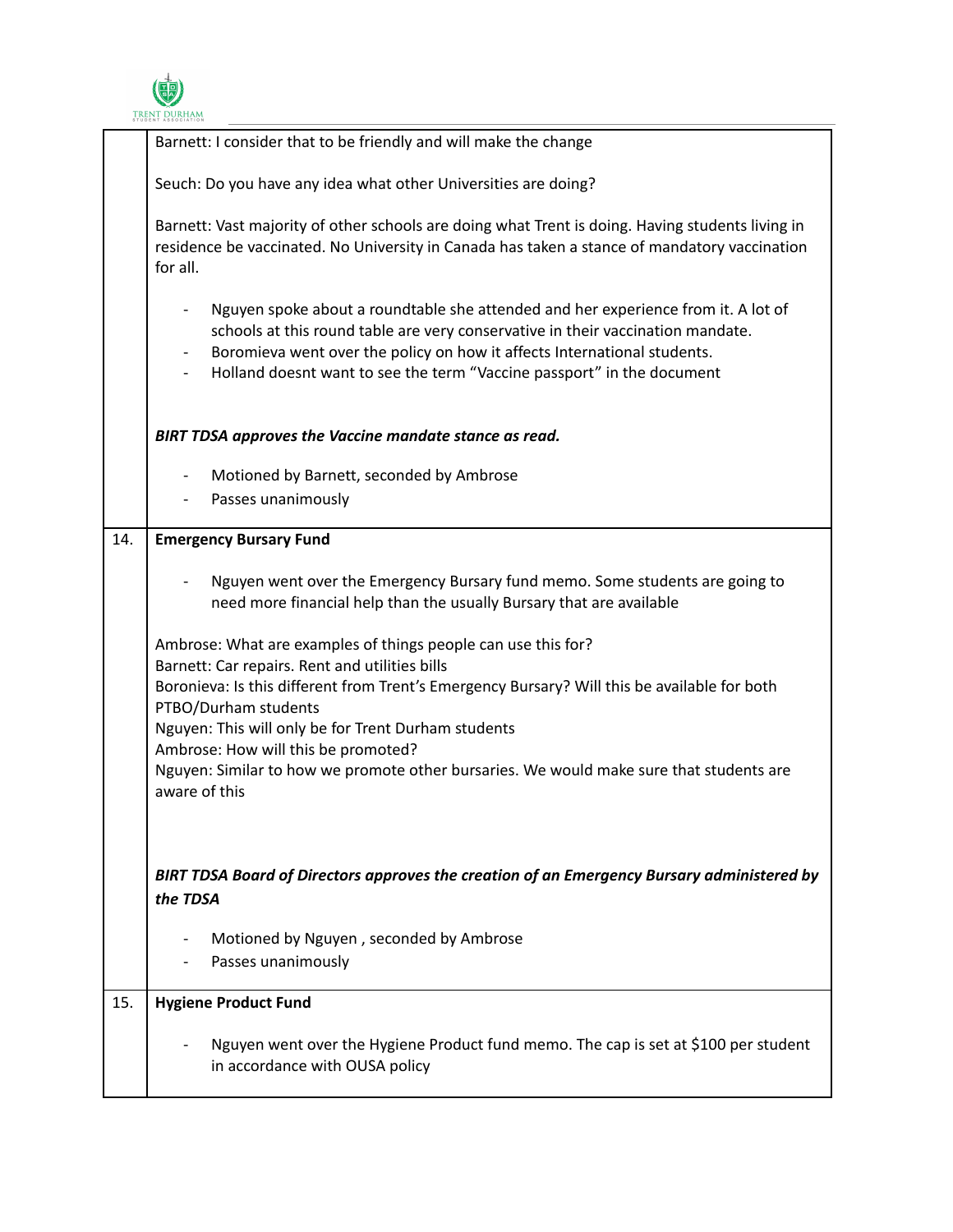| | |
|---|---|
| | Barnett: I consider that to be friendly and will make the change<br><br>Seuch: Do you have any idea what other Universities are doing?<br><br>Barnett: Vast majority of other schools are doing what Trent is doing. Having students living in residence be vaccinated. No University in Canada has taken a stance of mandatory vaccination for all.<br><br>- Nguyen spoke about a roundtable she attended and her experience from it. A lot of schools at this round table are very conservative in their vaccination mandate.<br>- Boromieva went over the policy on how it affects International students.<br>- Holland doesnt want to see the term "Vaccine passport" in the document<br><br>***BIRT TDSA approves the Vaccine mandate stance as read.***<br><br>- Motioned by Barnett, seconded by Ambrose<br>- Passes unanimously |
| 14. | **Emergency Bursary Fund**<br><br>- Nguyen went over the Emergency Bursary fund memo. Some students are going to need more financial help than the usually Bursary that are available<br><br>Ambrose: What are examples of things people can use this for?<br>Barnett: Car repairs. Rent and utilities bills<br>Boronieva: Is this different from Trent's Emergency Bursary? Will this be available for both PTBO/Durham students<br>Nguyen: This will only be for Trent Durham students<br>Ambrose: How will this be promoted?<br>Nguyen: Similar to how we promote other bursaries. We would make sure that students are aware of this<br><br>***BIRT TDSA Board of Directors approves the creation of an Emergency Bursary administered by the TDSA***<br><br>- Motioned by Nguyen , seconded by Ambrose<br>- Passes unanimously |
| 15. | **Hygiene Product Fund**<br><br>- Nguyen went over the Hygiene Product fund memo. The cap is set at $100 per student in accordance with OUSA policy |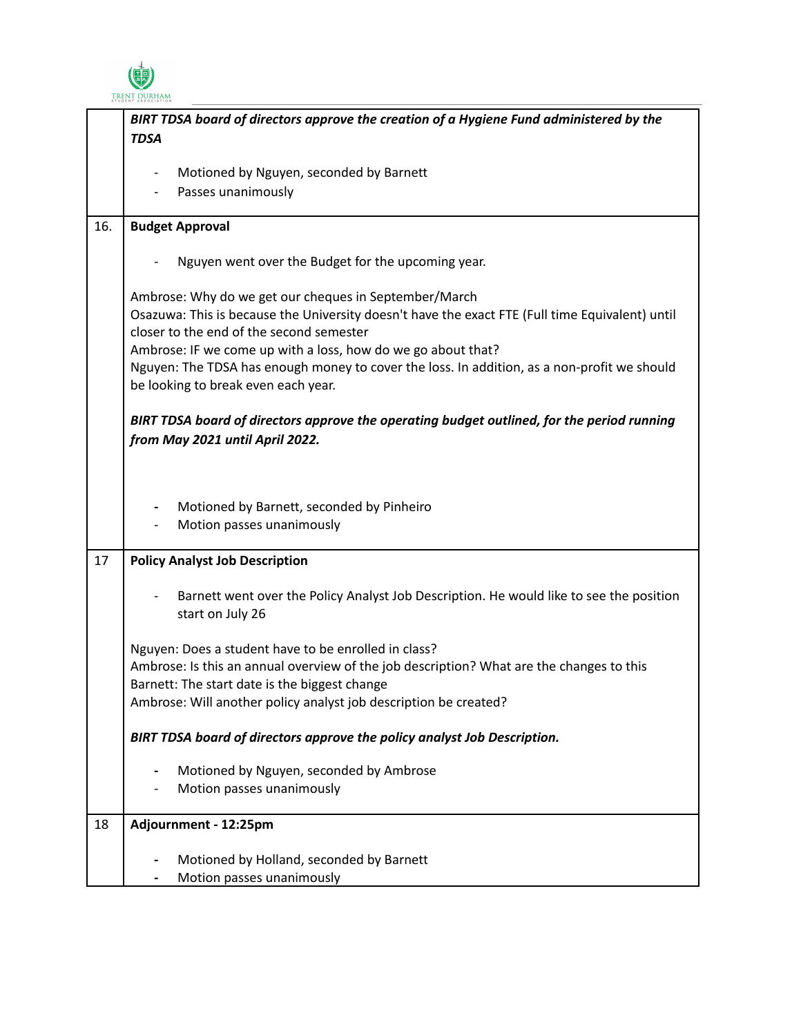| | |
|---|---|
| | ***BIRT TDSA board of directors approve the creation of a Hygiene Fund administered by the TDSA***<br><br>- Motioned by Nguyen, seconded by Barnett<br>- Passes unanimously |
| 16. | **Budget Approval**<br><br>- Nguyen went over the Budget for the upcoming year.<br><br>Ambrose: Why do we get our cheques in September/March<br>Osazuwa: This is because the University doesn't have the exact FTE (Full time Equivalent) until closer to the end of the second semester<br>Ambrose: IF we come up with a loss, how do we go about that?<br>Nguyen: The TDSA has enough money to cover the loss. In addition, as a non-profit we should be looking to break even each year.<br><br>***BIRT TDSA board of directors approve the operating budget outlined, for the period running from May 2021 until April 2022.***<br><br>- Motioned by Barnett, seconded by Pinheiro<br>- Motion passes unanimously |
| 17 | **Policy Analyst Job Description**<br><br>- Barnett went over the Policy Analyst Job Description. He would like to see the position start on July 26<br><br>Nguyen: Does a student have to be enrolled in class?<br>Ambrose: Is this an annual overview of the job description? What are the changes to this<br>Barnett: The start date is the biggest change<br>Ambrose: Will another policy analyst job description be created?<br><br>***BIRT TDSA board of directors approve the policy analyst Job Description.***<br><br>- Motioned by Nguyen, seconded by Ambrose<br>- Motion passes unanimously |
| 18 | **Adjournment - 12:25pm**<br><br>- Motioned by Holland, seconded by Barnett<br>- Motion passes unanimously |